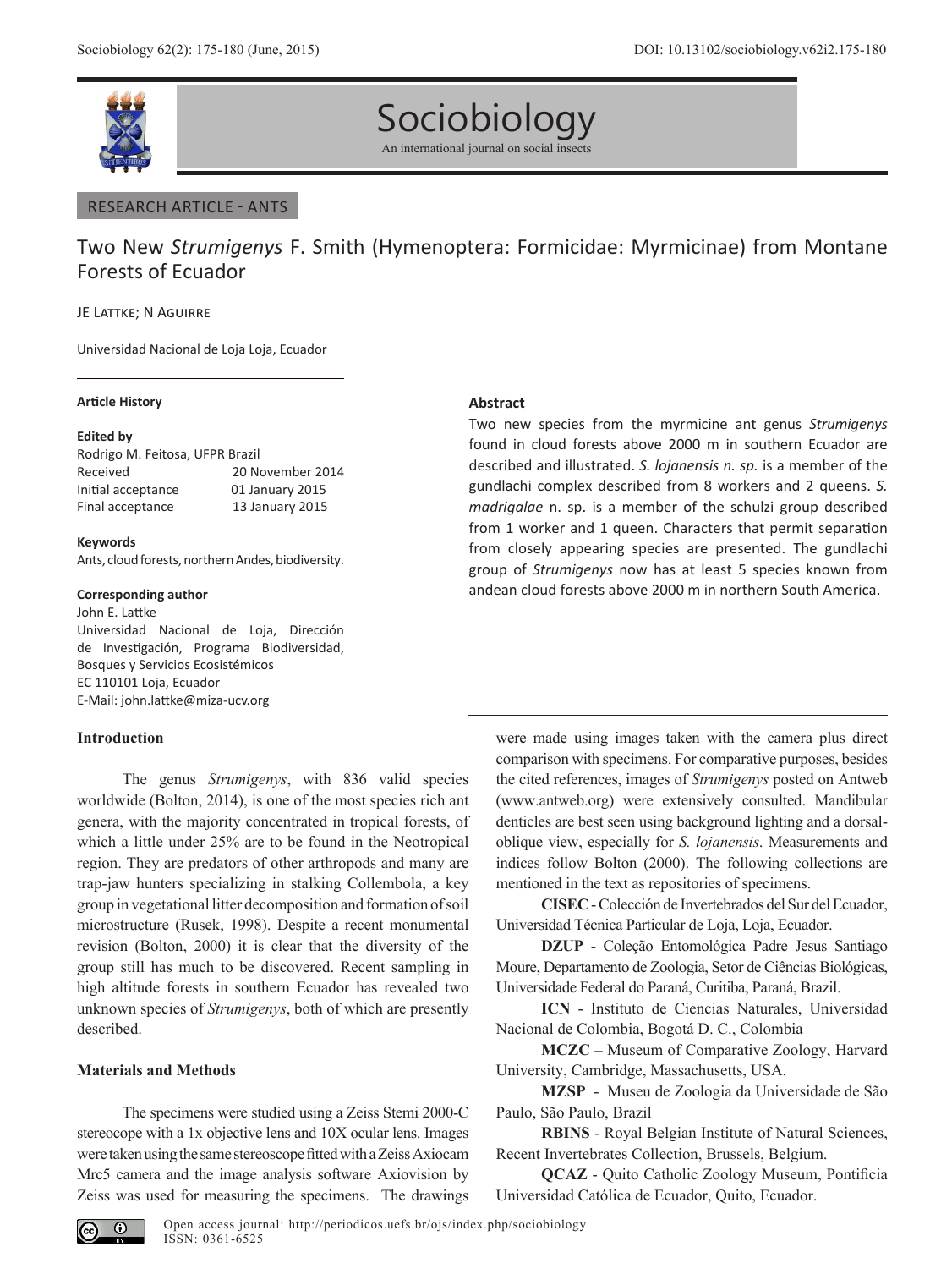RESEARCH ARTICLE - ANTS

# Two New *Strumigenys* F. Smith (Hymenoptera: Formicidae: Myrmicinae) from Montane Forests of Ecuador

JE Lattke; N Aguirre

Universidad Nacional de Loja Loja, Ecuador

**Article History**

**Edited by**
Rodrigo M. Feitosa, UFPR Brazil

| | |
|---|---|
| Received | 20 November 2014 |
| Initial acceptance | 01 January 2015 |
| Final acceptance | 13 January 2015 |

**Keywords**
Ants, cloud forests, northern Andes, biodiversity.

**Corresponding author**
John E. Lattke
Universidad Nacional de Loja, Dirección de Investigación, Programa Biodiversidad, Bosques y Servicios Ecosistémicos
EC 110101 Loja, Ecuador
E-Mail: john.lattke@miza-ucv.org

**Abstract**

Two new species from the myrmicine ant genus *Strumigenys* found in cloud forests above 2000 m in southern Ecuador are described and illustrated. *S. lojanensis n. sp.* is a member of the gundlachi complex described from 8 workers and 2 queens. *S. madrigalae* n. sp. is a member of the schulzi group described from 1 worker and 1 queen. Characters that permit separation from closely appearing species are presented. The gundlachi group of *Strumigenys* now has at least 5 species known from andean cloud forests above 2000 m in northern South America.

## Introduction

The genus *Strumigenys*, with 836 valid species worldwide (Bolton, 2014), is one of the most species rich ant genera, with the majority concentrated in tropical forests, of which a little under 25% are to be found in the Neotropical region. They are predators of other arthropods and many are trap-jaw hunters specializing in stalking Collembola, a key group in vegetational litter decomposition and formation of soil microstructure (Rusek, 1998). Despite a recent monumental revision (Bolton, 2000) it is clear that the diversity of the group still has much to be discovered. Recent sampling in high altitude forests in southern Ecuador has revealed two unknown species of *Strumigenys*, both of which are presently described.

## Materials and Methods

The specimens were studied using a Zeiss Stemi 2000-C stereocope with a 1x objective lens and 10X ocular lens. Images were taken using the same stereoscope fitted with a Zeiss Axiocam Mrc5 camera and the image analysis software Axiovision by Zeiss was used for measuring the specimens. The drawings were made using images taken with the camera plus direct comparison with specimens. For comparative purposes, besides the cited references, images of *Strumigenys* posted on Antweb (www.antweb.org) were extensively consulted. Mandibular denticles are best seen using background lighting and a dorsal-oblique view, especially for *S. lojanensis*. Measurements and indices follow Bolton (2000). The following collections are mentioned in the text as repositories of specimens.

**CISEC** - Colección de Invertebrados del Sur del Ecuador, Universidad Técnica Particular de Loja, Loja, Ecuador.

**DZUP** - Coleção Entomológica Padre Jesus Santiago Moure, Departamento de Zoologia, Setor de Ciências Biológicas, Universidade Federal do Paraná, Curitiba, Paraná, Brazil.

**ICN** - Instituto de Ciencias Naturales, Universidad Nacional de Colombia, Bogotá D. C., Colombia

**MCZC** – Museum of Comparative Zoology, Harvard University, Cambridge, Massachusetts, USA.

**MZSP** - Museu de Zoologia da Universidade de São Paulo, São Paulo, Brazil

**RBINS** - Royal Belgian Institute of Natural Sciences, Recent Invertebrates Collection, Brussels, Belgium.

**QCAZ** - Quito Catholic Zoology Museum, Pontificia Universidad Católica de Ecuador, Quito, Ecuador.

Open access journal: http://periodicos.uefs.br/ojs/index.php/sociobiology
ISSN: 0361-6525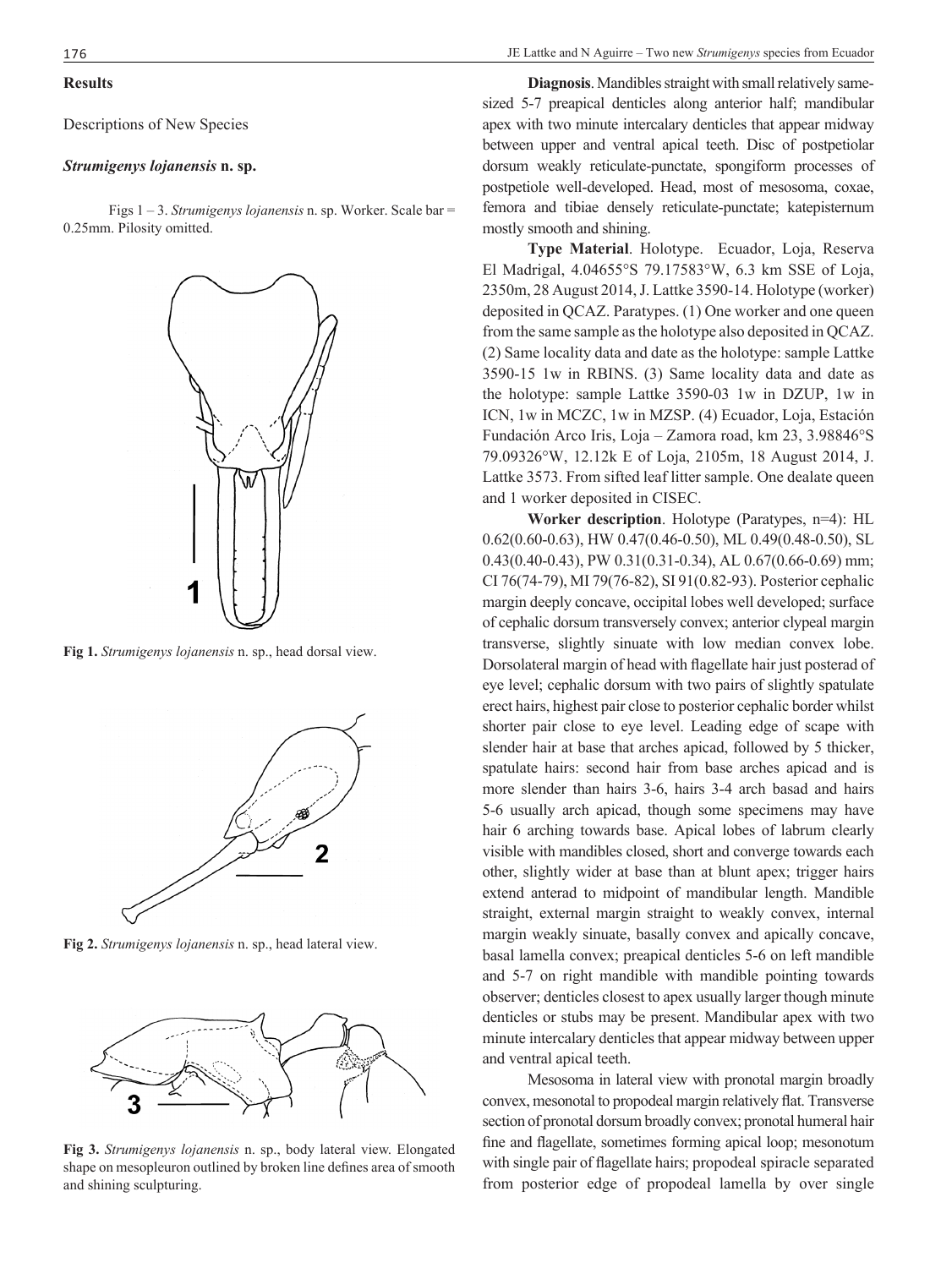## Results

Descriptions of New Species

### *Strumigenys lojanensis* n. sp.

Figs 1 – 3. *Strumigenys lojanensis* n. sp. Worker. Scale bar = 0.25mm. Pilosity omitted.

1

**Fig 1.** *Strumigenys lojanensis* n. sp., head dorsal view.

2

**Fig 2.** *Strumigenys lojanensis* n. sp., head lateral view.

3

**Fig 3.** *Strumigenys lojanensis* n. sp., body lateral view. Elongated shape on mesopleuron outlined by broken line defines area of smooth and shining sculpturing.

**Diagnosis**. Mandibles straight with small relatively same-sized 5-7 preapical denticles along anterior half; mandibular apex with two minute intercalary denticles that appear midway between upper and ventral apical teeth. Disc of postpetiolar dorsum weakly reticulate-punctate, spongiform processes of postpetiole well-developed. Head, most of mesosoma, coxae, femora and tibiae densely reticulate-punctate; katepisternum mostly smooth and shining.

**Type Material**. Holotype. Ecuador, Loja, Reserva El Madrigal, 4.04655°S 79.17583°W, 6.3 km SSE of Loja, 2350m, 28 August 2014, J. Lattke 3590-14. Holotype (worker) deposited in QCAZ. Paratypes. (1) One worker and one queen from the same sample as the holotype also deposited in QCAZ. (2) Same locality data and date as the holotype: sample Lattke 3590-15 1w in RBINS. (3) Same locality data and date as the holotype: sample Lattke 3590-03 1w in DZUP, 1w in ICN, 1w in MCZC, 1w in MZSP. (4) Ecuador, Loja, Estación Fundación Arco Iris, Loja – Zamora road, km 23, 3.98846°S 79.09326°W, 12.12k E of Loja, 2105m, 18 August 2014, J. Lattke 3573. From sifted leaf litter sample. One dealate queen and 1 worker deposited in CISEC.

**Worker description**. Holotype (Paratypes, n=4): HL 0.62(0.60-0.63), HW 0.47(0.46-0.50), ML 0.49(0.48-0.50), SL 0.43(0.40-0.43), PW 0.31(0.31-0.34), AL 0.67(0.66-0.69) mm; CI 76(74-79), MI 79(76-82), SI 91(0.82-93). Posterior cephalic margin deeply concave, occipital lobes well developed; surface of cephalic dorsum transversely convex; anterior clypeal margin transverse, slightly sinuate with low median convex lobe. Dorsolateral margin of head with flagellate hair just posterad of eye level; cephalic dorsum with two pairs of slightly spatulate erect hairs, highest pair close to posterior cephalic border whilst shorter pair close to eye level. Leading edge of scape with slender hair at base that arches apicad, followed by 5 thicker, spatulate hairs: second hair from base arches apicad and is more slender than hairs 3-6, hairs 3-4 arch basad and hairs 5-6 usually arch apicad, though some specimens may have hair 6 arching towards base. Apical lobes of labrum clearly visible with mandibles closed, short and converge towards each other, slightly wider at base than at blunt apex; trigger hairs extend anterad to midpoint of mandibular length. Mandible straight, external margin straight to weakly convex, internal margin weakly sinuate, basally convex and apically concave, basal lamella convex; preapical denticles 5-6 on left mandible and 5-7 on right mandible with mandible pointing towards observer; denticles closest to apex usually larger though minute denticles or stubs may be present. Mandibular apex with two minute intercalary denticles that appear midway between upper and ventral apical teeth.

Mesosoma in lateral view with pronotal margin broadly convex, mesonotal to propodeal margin relatively flat. Transverse section of pronotal dorsum broadly convex; pronotal humeral hair fine and flagellate, sometimes forming apical loop; mesonotum with single pair of flagellate hairs; propodeal spiracle separated from posterior edge of propodeal lamella by over single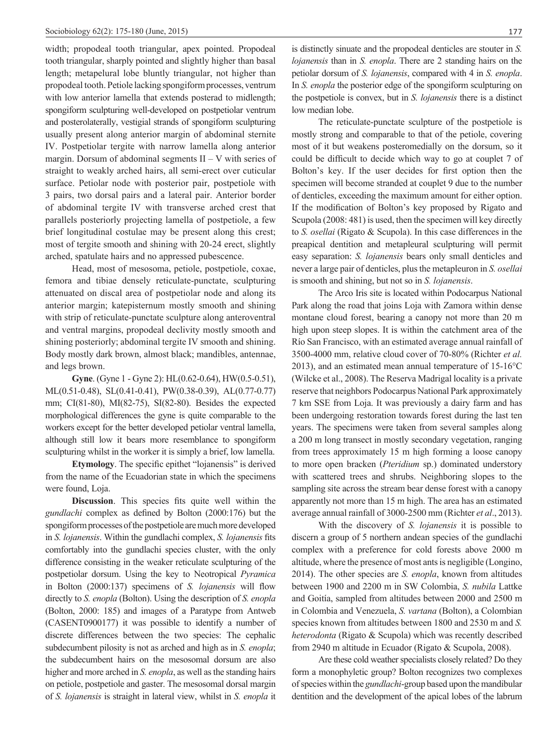width; propodeal tooth triangular, apex pointed. Propodeal tooth triangular, sharply pointed and slightly higher than basal length; metapelural lobe bluntly triangular, not higher than propodeal tooth. Petiole lacking spongiform processes, ventrum with low anterior lamella that extends posterad to midlength; spongiform sculpturing well-developed on postpetiolar ventrum and posterolaterally, vestigial strands of spongiform sculpturing usually present along anterior margin of abdominal sternite IV. Postpetiolar tergite with narrow lamella along anterior margin. Dorsum of abdominal segments II – V with series of straight to weakly arched hairs, all semi-erect over cuticular surface. Petiolar node with posterior pair, postpetiole with 3 pairs, two dorsal pairs and a lateral pair. Anterior border of abdominal tergite IV with transverse arched crest that parallels posteriorly projecting lamella of postpetiole, a few brief longitudinal costulae may be present along this crest; most of tergite smooth and shining with 20-24 erect, slightly arched, spatulate hairs and no appressed pubescence.

Head, most of mesosoma, petiole, postpetiole, coxae, femora and tibiae densely reticulate-punctate, sculpturing attenuated on discal area of postpetiolar node and along its anterior margin; katepisternum mostly smooth and shining with strip of reticulate-punctate sculpture along anteroventral and ventral margins, propodeal declivity mostly smooth and shining posteriorly; abdominal tergite IV smooth and shining. Body mostly dark brown, almost black; mandibles, antennae, and legs brown.

**Gyne**. (Gyne 1 - Gyne 2): HL(0.62-0.64), HW(0.5-0.51), ML(0.51-0.48), SL(0.41-0.41), PW(0.38-0.39), AL(0.77-0.77) mm; CI(81-80), MI(82-75), SI(82-80). Besides the expected morphological differences the gyne is quite comparable to the workers except for the better developed petiolar ventral lamella, although still low it bears more resemblance to spongiform sculpturing whilst in the worker it is simply a brief, low lamella.

**Etymology**. The specific epithet "lojanensis" is derived from the name of the Ecuadorian state in which the specimens were found, Loja.

**Discussion**. This species fits quite well within the *gundlachi* complex as defined by Bolton (2000:176) but the spongiform processes of the postpetiole are much more developed in *S. lojanensis*. Within the gundlachi complex, *S. lojanensis* fits comfortably into the gundlachi species cluster, with the only difference consisting in the weaker reticulate sculpturing of the postpetiolar dorsum. Using the key to Neotropical *Pyramica* in Bolton (2000:137) specimens of *S. lojanensis* will flow directly to *S. enopla* (Bolton). Using the description of *S. enopla* (Bolton, 2000: 185) and images of a Paratype from Antweb (CASENT0900177) it was possible to identify a number of discrete differences between the two species: The cephalic subdecumbent pilosity is not as arched and high as in *S. enopla*; the subdecumbent hairs on the mesosomal dorsum are also higher and more arched in *S. enopla*, as well as the standing hairs on petiole, postpetiole and gaster. The mesosomal dorsal margin of *S. lojanensis* is straight in lateral view, whilst in *S. enopla* it is distinctly sinuate and the propodeal denticles are stouter in *S. lojanensis* than in *S. enopla*. There are 2 standing hairs on the petiolar dorsum of *S. lojanensis*, compared with 4 in *S. enopla*. In *S. enopla* the posterior edge of the spongiform sculpturing on the postpetiole is convex, but in *S. lojanensis* there is a distinct low median lobe.

The reticulate-punctate sculpture of the postpetiole is mostly strong and comparable to that of the petiole, covering most of it but weakens posteromedially on the dorsum, so it could be difficult to decide which way to go at couplet 7 of Bolton's key. If the user decides for first option then the specimen will become stranded at couplet 9 due to the number of denticles, exceeding the maximum amount for either option. If the modification of Bolton's key proposed by Rigato and Scupola (2008: 481) is used, then the specimen will key directly to *S. osellai* (Rigato & Scupola). In this case differences in the preapical dentition and metapleural sculpturing will permit easy separation: *S. lojanensis* bears only small denticles and never a large pair of denticles, plus the metapleuron in *S. osellai* is smooth and shining, but not so in *S. lojanensis*.

The Arco Iris site is located within Podocarpus National Park along the road that joins Loja with Zamora within dense montane cloud forest, bearing a canopy not more than 20 m high upon steep slopes. It is within the catchment area of the Río San Francisco, with an estimated average annual rainfall of 3500-4000 mm, relative cloud cover of 70-80% (Richter *et al.* 2013), and an estimated mean annual temperature of 15-16°C (Wilcke et al., 2008). The Reserva Madrigal locality is a private reserve that neighbors Podocarpus National Park approximately 7 km SSE from Loja. It was previously a dairy farm and has been undergoing restoration towards forest during the last ten years. The specimens were taken from several samples along a 200 m long transect in mostly secondary vegetation, ranging from trees approximately 15 m high forming a loose canopy to more open bracken (*Pteridium* sp.) dominated understory with scattered trees and shrubs. Neighboring slopes to the sampling site across the stream bear dense forest with a canopy apparently not more than 15 m high. The area has an estimated average annual rainfall of 3000-2500 mm (Richter *et al*., 2013).

With the discovery of *S. lojanensis* it is possible to discern a group of 5 northern andean species of the gundlachi complex with a preference for cold forests above 2000 m altitude, where the presence of most ants is negligible (Longino, 2014). The other species are *S. enopla*, known from altitudes between 1900 and 2200 m in SW Colombia, *S. nubila* Lattke and Goitía, sampled from altitudes between 2000 and 2500 m in Colombia and Venezuela, *S. vartana* (Bolton), a Colombian species known from altitudes between 1800 and 2530 m and *S. heterodonta* (Rigato & Scupola) which was recently described from 2940 m altitude in Ecuador (Rigato & Scupola, 2008).

Are these cold weather specialists closely related? Do they form a monophyletic group? Bolton recognizes two complexes of species within the *gundlachi*-group based upon the mandibular dentition and the development of the apical lobes of the labrum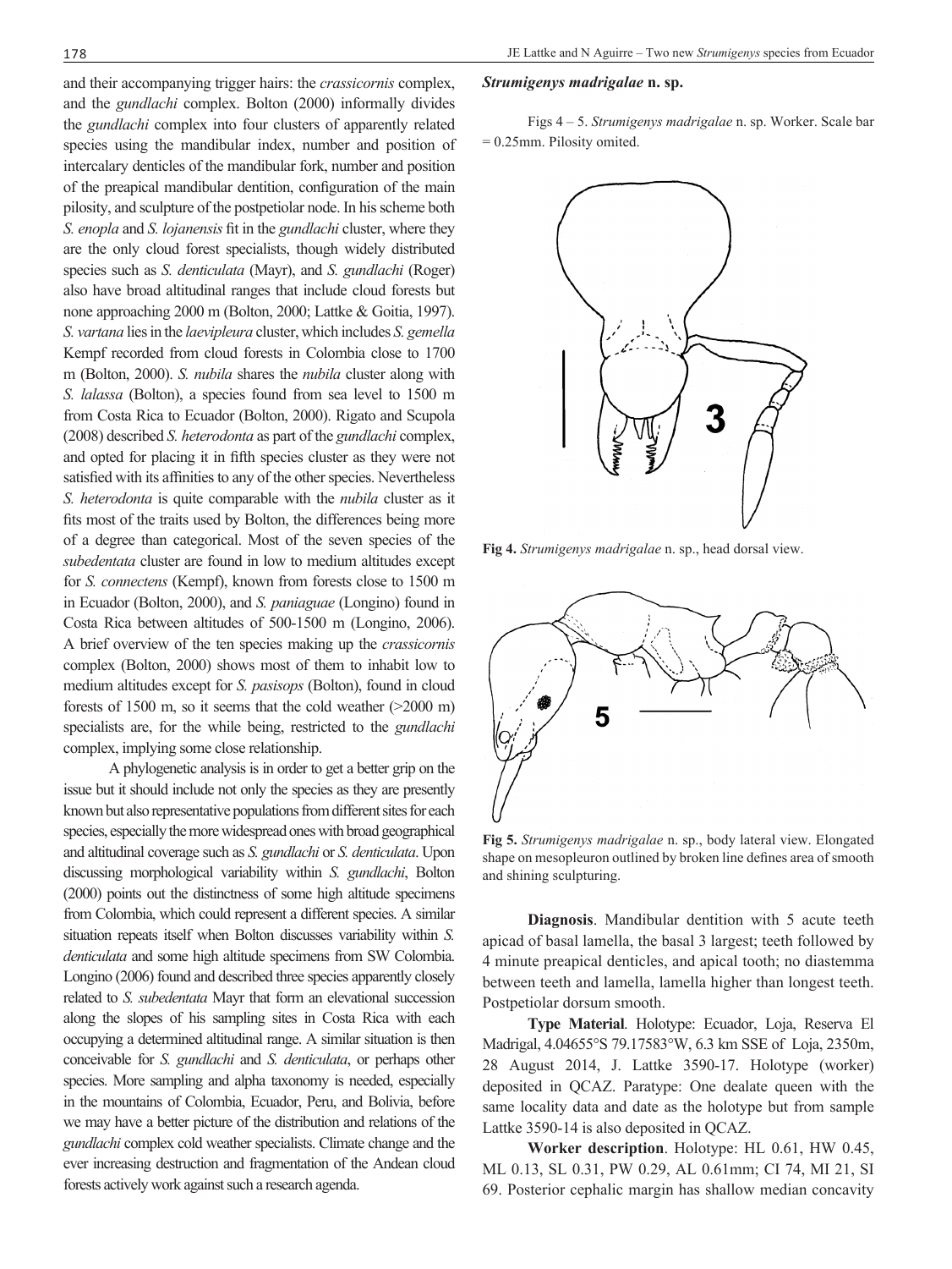and their accompanying trigger hairs: the *crassicornis* complex, and the *gundlachi* complex. Bolton (2000) informally divides the *gundlachi* complex into four clusters of apparently related species using the mandibular index, number and position of intercalary denticles of the mandibular fork, number and position of the preapical mandibular dentition, configuration of the main pilosity, and sculpture of the postpetiolar node. In his scheme both *S. enopla* and *S. lojanensis* fit in the *gundlachi* cluster, where they are the only cloud forest specialists, though widely distributed species such as *S. denticulata* (Mayr), and *S. gundlachi* (Roger) also have broad altitudinal ranges that include cloud forests but none approaching 2000 m (Bolton, 2000; Lattke & Goitia, 1997). *S. vartana* lies in the *laevipleura* cluster, which includes *S. gemella* Kempf recorded from cloud forests in Colombia close to 1700 m (Bolton, 2000). *S. nubila* shares the *nubila* cluster along with *S. lalassa* (Bolton), a species found from sea level to 1500 m from Costa Rica to Ecuador (Bolton, 2000). Rigato and Scupola (2008) described *S. heterodonta* as part of the *gundlachi* complex, and opted for placing it in fifth species cluster as they were not satisfied with its affinities to any of the other species. Nevertheless *S. heterodonta* is quite comparable with the *nubila* cluster as it fits most of the traits used by Bolton, the differences being more of a degree than categorical. Most of the seven species of the *subedentata* cluster are found in low to medium altitudes except for *S. connectens* (Kempf), known from forests close to 1500 m in Ecuador (Bolton, 2000), and *S. paniaguae* (Longino) found in Costa Rica between altitudes of 500-1500 m (Longino, 2006). A brief overview of the ten species making up the *crassicornis* complex (Bolton, 2000) shows most of them to inhabit low to medium altitudes except for *S. pasisops* (Bolton), found in cloud forests of 1500 m, so it seems that the cold weather (>2000 m) specialists are, for the while being, restricted to the *gundlachi* complex, implying some close relationship.

A phylogenetic analysis is in order to get a better grip on the issue but it should include not only the species as they are presently known but also representative populations from different sites for each species, especially the more widespread ones with broad geographical and altitudinal coverage such as *S. gundlachi* or *S. denticulata*. Upon discussing morphological variability within *S. gundlachi*, Bolton (2000) points out the distinctness of some high altitude specimens from Colombia, which could represent a different species. A similar situation repeats itself when Bolton discusses variability within *S. denticulata* and some high altitude specimens from SW Colombia. Longino (2006) found and described three species apparently closely related to *S. subedentata* Mayr that form an elevational succession along the slopes of his sampling sites in Costa Rica with each occupying a determined altitudinal range. A similar situation is then conceivable for *S. gundlachi* and *S. denticulata*, or perhaps other species. More sampling and alpha taxonomy is needed, especially in the mountains of Colombia, Ecuador, Peru, and Bolivia, before we may have a better picture of the distribution and relations of the *gundlachi* complex cold weather specialists. Climate change and the ever increasing destruction and fragmentation of the Andean cloud forests actively work against such a research agenda.

### *Strumigenys madrigalae* n. sp.

Figs 4 – 5. *Strumigenys madrigalae* n. sp. Worker. Scale bar = 0.25mm. Pilosity omited.

**Fig 4.** *Strumigenys madrigalae* n. sp., head dorsal view.

**Fig 5.** *Strumigenys madrigalae* n. sp., body lateral view. Elongated shape on mesopleuron outlined by broken line defines area of smooth and shining sculpturing.

**Diagnosis**. Mandibular dentition with 5 acute teeth apicad of basal lamella, the basal 3 largest; teeth followed by 4 minute preapical denticles, and apical tooth; no diastemma between teeth and lamella, lamella higher than longest teeth. Postpetiolar dorsum smooth.

**Type Material**. Holotype: Ecuador, Loja, Reserva El Madrigal, 4.04655°S 79.17583°W, 6.3 km SSE of Loja, 2350m, 28 August 2014, J. Lattke 3590-17. Holotype (worker) deposited in QCAZ. Paratype: One dealate queen with the same locality data and date as the holotype but from sample Lattke 3590-14 is also deposited in QCAZ.

**Worker description**. Holotype: HL 0.61, HW 0.45, ML 0.13, SL 0.31, PW 0.29, AL 0.61mm; CI 74, MI 21, SI 69. Posterior cephalic margin has shallow median concavity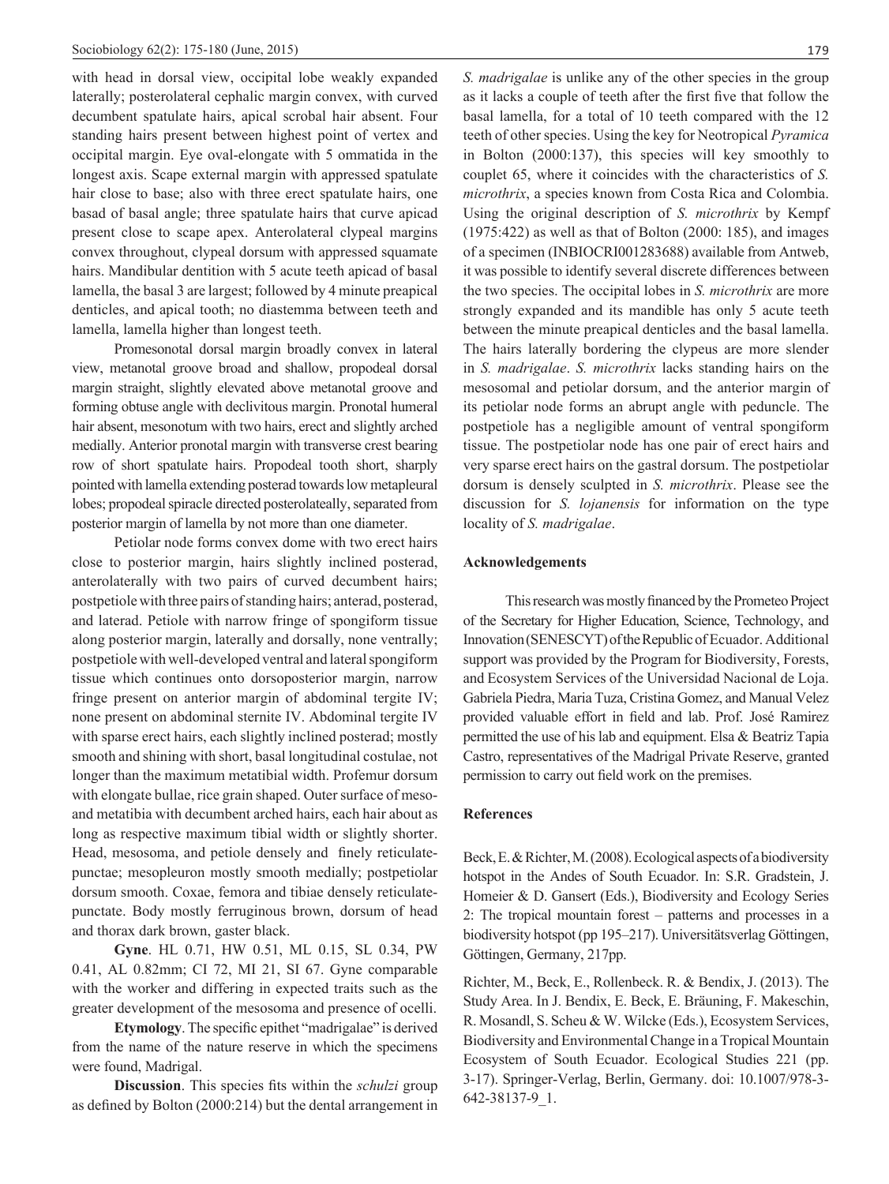with head in dorsal view, occipital lobe weakly expanded laterally; posterolateral cephalic margin convex, with curved decumbent spatulate hairs, apical scrobal hair absent. Four standing hairs present between highest point of vertex and occipital margin. Eye oval-elongate with 5 ommatida in the longest axis. Scape external margin with appressed spatulate hair close to base; also with three erect spatulate hairs, one basad of basal angle; three spatulate hairs that curve apicad present close to scape apex. Anterolateral clypeal margins convex throughout, clypeal dorsum with appressed squamate hairs. Mandibular dentition with 5 acute teeth apicad of basal lamella, the basal 3 are largest; followed by 4 minute preapical denticles, and apical tooth; no diastemma between teeth and lamella, lamella higher than longest teeth.

Promesonotal dorsal margin broadly convex in lateral view, metanotal groove broad and shallow, propodeal dorsal margin straight, slightly elevated above metanotal groove and forming obtuse angle with declivitous margin. Pronotal humeral hair absent, mesonotum with two hairs, erect and slightly arched medially. Anterior pronotal margin with transverse crest bearing row of short spatulate hairs. Propodeal tooth short, sharply pointed with lamella extending posterad towards low metapleural lobes; propodeal spiracle directed posterolateally, separated from posterior margin of lamella by not more than one diameter.

Petiolar node forms convex dome with two erect hairs close to posterior margin, hairs slightly inclined posterad, anterolaterally with two pairs of curved decumbent hairs; postpetiole with three pairs of standing hairs; anterad, posterad, and laterad. Petiole with narrow fringe of spongiform tissue along posterior margin, laterally and dorsally, none ventrally; postpetiole with well-developed ventral and lateral spongiform tissue which continues onto dorsoposterior margin, narrow fringe present on anterior margin of abdominal tergite IV; none present on abdominal sternite IV. Abdominal tergite IV with sparse erect hairs, each slightly inclined posterad; mostly smooth and shining with short, basal longitudinal costulae, not longer than the maximum metatibial width. Profemur dorsum with elongate bullae, rice grain shaped. Outer surface of meso- and metatibia with decumbent arched hairs, each hair about as long as respective maximum tibial width or slightly shorter. Head, mesosoma, and petiole densely and finely reticulate-punctae; mesopleuron mostly smooth medially; postpetiolar dorsum smooth. Coxae, femora and tibiae densely reticulate-punctate. Body mostly ferruginous brown, dorsum of head and thorax dark brown, gaster black.

**Gyne**. HL 0.71, HW 0.51, ML 0.15, SL 0.34, PW 0.41, AL 0.82mm; CI 72, MI 21, SI 67. Gyne comparable with the worker and differing in expected traits such as the greater development of the mesosoma and presence of ocelli.

**Etymology**. The specific epithet "madrigalae" is derived from the name of the nature reserve in which the specimens were found, Madrigal.

**Discussion**. This species fits within the *schulzi* group as defined by Bolton (2000:214) but the dental arrangement in *S. madrigalae* is unlike any of the other species in the group as it lacks a couple of teeth after the first five that follow the basal lamella, for a total of 10 teeth compared with the 12 teeth of other species. Using the key for Neotropical *Pyramica* in Bolton (2000:137), this species will key smoothly to couplet 65, where it coincides with the characteristics of *S. microthrix*, a species known from Costa Rica and Colombia. Using the original description of *S. microthrix* by Kempf (1975:422) as well as that of Bolton (2000: 185), and images of a specimen (INBIOCRI001283688) available from Antweb, it was possible to identify several discrete differences between the two species. The occipital lobes in *S. microthrix* are more strongly expanded and its mandible has only 5 acute teeth between the minute preapical denticles and the basal lamella. The hairs laterally bordering the clypeus are more slender in *S. madrigalae*. *S. microthrix* lacks standing hairs on the mesosomal and petiolar dorsum, and the anterior margin of its petiolar node forms an abrupt angle with peduncle. The postpetiole has a negligible amount of ventral spongiform tissue. The postpetiolar node has one pair of erect hairs and very sparse erect hairs on the gastral dorsum. The postpetiolar dorsum is densely sculpted in *S. microthrix*. Please see the discussion for *S. lojanensis* for information on the type locality of *S. madrigalae*.

## Acknowledgements

This research was mostly financed by the Prometeo Project of the Secretary for Higher Education, Science, Technology, and Innovation (SENESCYT) of the Republic of Ecuador. Additional support was provided by the Program for Biodiversity, Forests, and Ecosystem Services of the Universidad Nacional de Loja. Gabriela Piedra, Maria Tuza, Cristina Gomez, and Manual Velez provided valuable effort in field and lab. Prof. José Ramirez permitted the use of his lab and equipment. Elsa & Beatriz Tapia Castro, representatives of the Madrigal Private Reserve, granted permission to carry out field work on the premises.

## References

Beck, E. & Richter, M. (2008). Ecological aspects of a biodiversity hotspot in the Andes of South Ecuador. In: S.R. Gradstein, J. Homeier & D. Gansert (Eds.), Biodiversity and Ecology Series 2: The tropical mountain forest – patterns and processes in a biodiversity hotspot (pp 195–217). Universitätsverlag Göttingen, Göttingen, Germany, 217pp.

Richter, M., Beck, E., Rollenbeck. R. & Bendix, J. (2013). The Study Area. In J. Bendix, E. Beck, E. Bräuning, F. Makeschin, R. Mosandl, S. Scheu & W. Wilcke (Eds.), Ecosystem Services, Biodiversity and Environmental Change in a Tropical Mountain Ecosystem of South Ecuador. Ecological Studies 221 (pp. 3-17). Springer-Verlag, Berlin, Germany. doi: 10.1007/978-3-642-38137-9_1.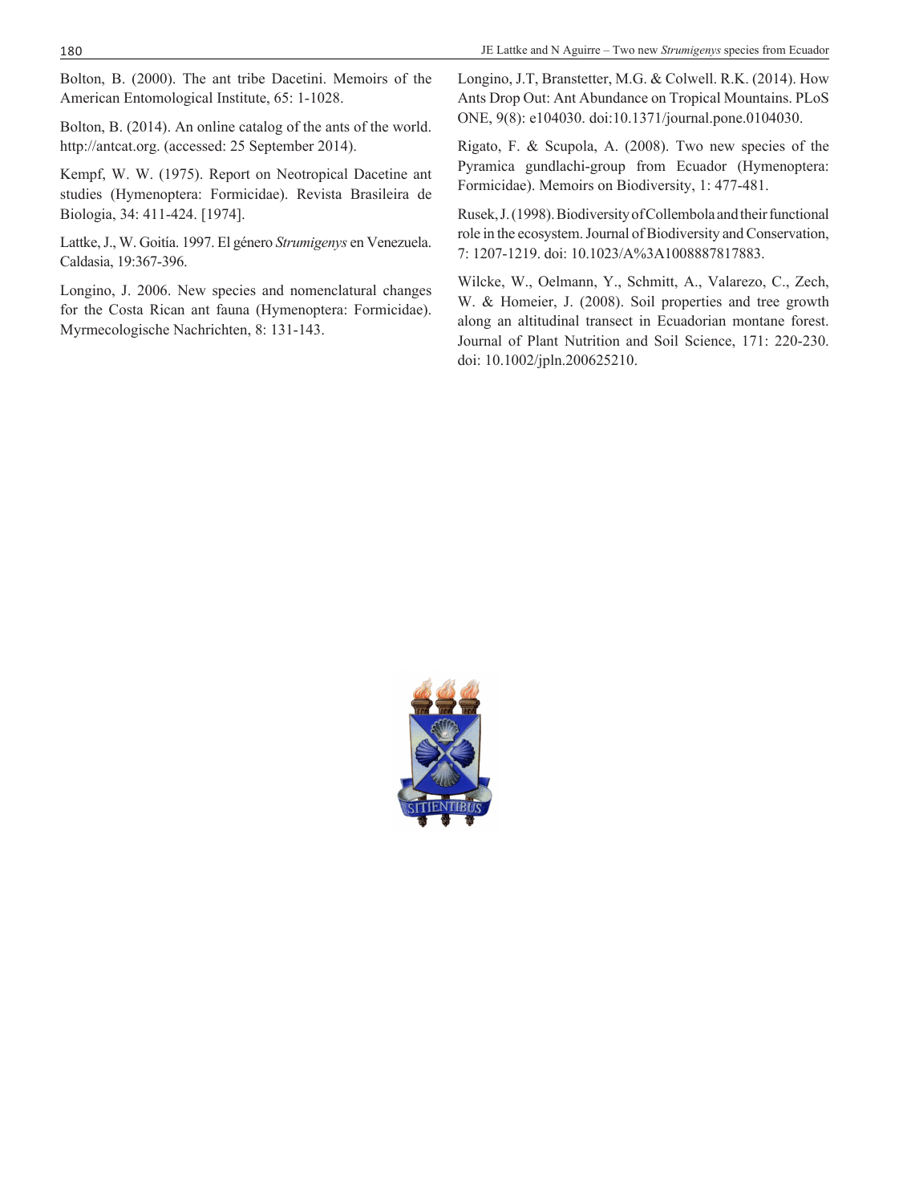Bolton, B. (2000). The ant tribe Dacetini. Memoirs of the American Entomological Institute, 65: 1-1028.

Bolton, B. (2014). An online catalog of the ants of the world. http://antcat.org. (accessed: 25 September 2014).

Kempf, W. W. (1975). Report on Neotropical Dacetine ant studies (Hymenoptera: Formicidae). Revista Brasileira de Biologia, 34: 411-424. [1974].

Lattke, J., W. Goitía. 1997. El género *Strumigenys* en Venezuela. Caldasia, 19:367-396.

Longino, J. 2006. New species and nomenclatural changes for the Costa Rican ant fauna (Hymenoptera: Formicidae). Myrmecologische Nachrichten, 8: 131-143.

Longino, J.T, Branstetter, M.G. & Colwell. R.K. (2014). How Ants Drop Out: Ant Abundance on Tropical Mountains. PLoS ONE, 9(8): e104030. doi:10.1371/journal.pone.0104030.

Rigato, F. & Scupola, A. (2008). Two new species of the Pyramica gundlachi-group from Ecuador (Hymenoptera: Formicidae). Memoirs on Biodiversity, 1: 477-481.

Rusek, J. (1998). Biodiversity of Collembola and their functional role in the ecosystem. Journal of Biodiversity and Conservation, 7: 1207-1219. doi: 10.1023/A%3A1008887817883.

Wilcke, W., Oelmann, Y., Schmitt, A., Valarezo, C., Zech, W. & Homeier, J. (2008). Soil properties and tree growth along an altitudinal transect in Ecuadorian montane forest. Journal of Plant Nutrition and Soil Science, 171: 220-230. doi: 10.1002/jpln.200625210.